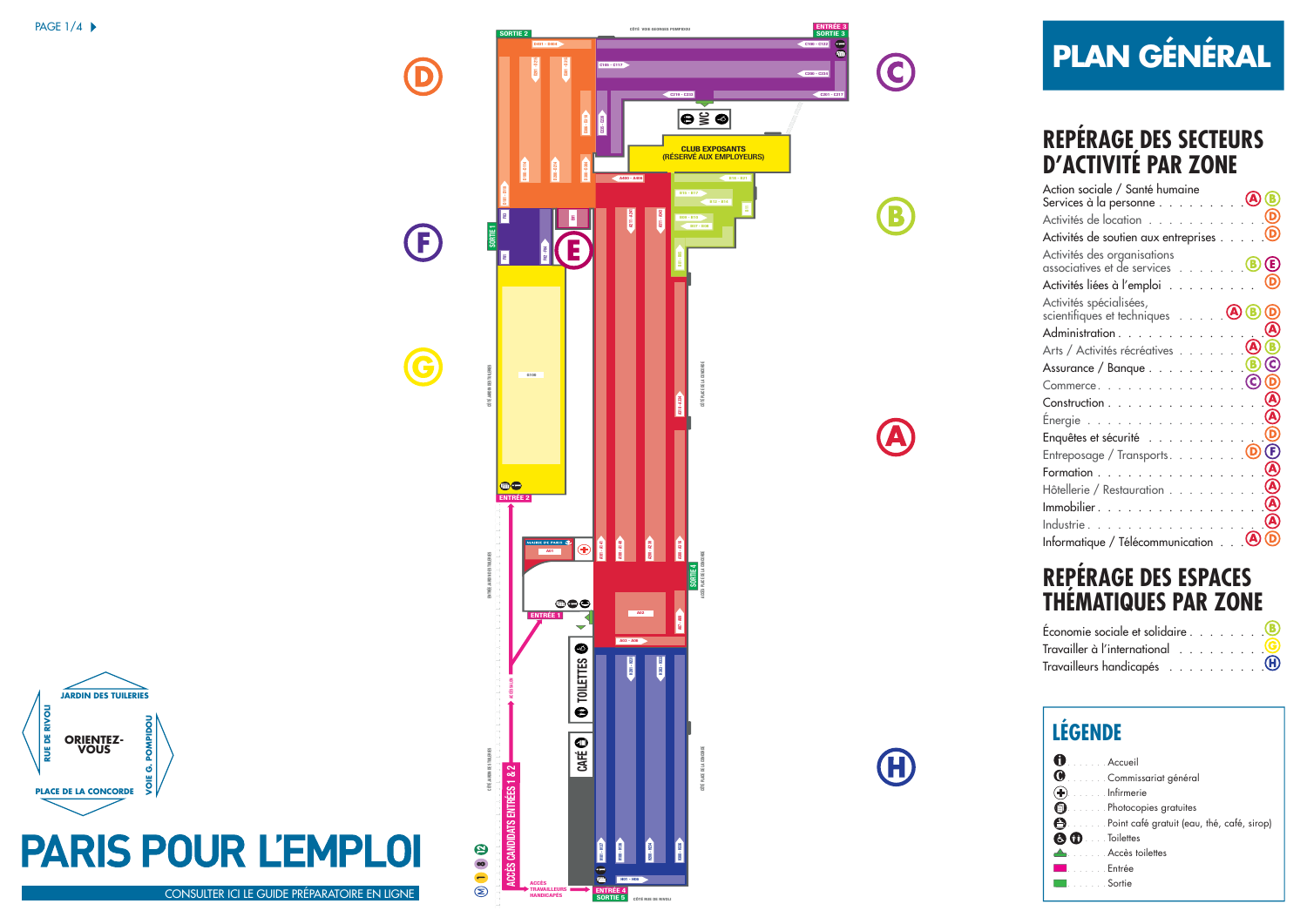# PLAN GÉNÉRAL

## REPÉRAGE DES SECTEURS D'ACTIVITÉ PAR ZONE

| Secteur | Zones |
|---|---|
| Action sociale / Santé humaine Services à la personne | A B |
| Activités de location | D |
| Activités de soutien aux entreprises | D |
| Activités des organisations associatives et de services | B E |
| Activités liées à l'emploi | D |
| Activités spécialisées, scientifiques et techniques | A B D |
| Administration | A |
| Arts / Activités récréatives | A B |
| Assurance / Banque | B C |
| Commerce | C D |
| Construction | A |
| Énergie | A |
| Enquêtes et sécurité | D |
| Entreposage / Transports | D F |
| Formation | A |
| Hôtellerie / Restauration | A |
| Immobilier | A |
| Industrie | A |
| Informatique / Télécommunication | A D |

## REPÉRAGE DES ESPACES THÉMATIQUES PAR ZONE

| Espace | Zone |
|---|---|
| Économie sociale et solidaire | B |
| Travailler à l'international | G |
| Travailleurs handicapés | H |

## LÉGENDE

- Accueil
- Commissariat général
- Infirmerie
- Photocopies gratuites
- Point café gratuit (eau, thé, café, sirop)
- Toilettes
- Accès toilettes
- Entrée
- Sortie

CLUB EXPOSANTS (RÉSERVÉ AUX EMPLOYEURS)

ENTRÉE 1 — ENTRÉE 2 — ENTRÉE 3 / SORTIE 3 — ENTRÉE 4 / SORTIE 5 — SORTIE 1 — SORTIE 2 — SORTIE 4

ACCÈS CANDIDATS ENTRÉES 1 & 2

ACCÈS TRAVAILLEURS HANDICAPÉS

TOILETTES — CAFÉ — WC

MAIRIE DE PARIS

JARDIN DES TUILERIES — RUE DE RIVOLI — VOIE G. POMPIDOU — PLACE DE LA CONCORDE

ORIENTEZ-VOUS

# PARIS POUR L'EMPLOI

CONSULTER ICI LE GUIDE PRÉPARATOIRE EN LIGNE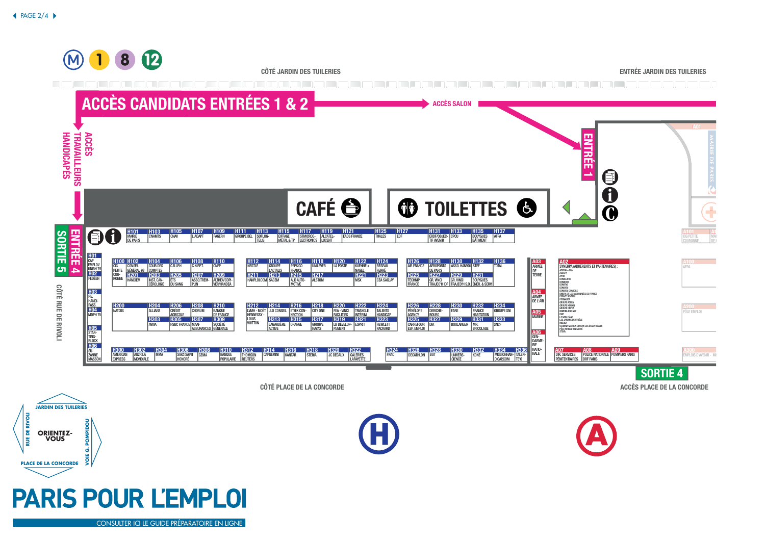M 1 8 12

CÔTÉ JARDIN DES TUILERIES

ENTRÉE JARDIN DES TUILERIES

# ACCÈS CANDIDATS ENTRÉES 1 & 2

ACCÈS SALON

ACCÈS TRAVAILLEURS HANDICAPÉS

ENTRÉE 1

CAFÉ

TOILETTES

ENTRÉE 4

SORTIE 5

CÔTÉ RUE DE RIVOLI

MAIRIE DE PARIS

A01

- H101 MAIRIE DE PARIS
- H103 CNAMTS
- H105 CNAV
- H107 L'ADAPT
- H109 FAGERH
- H111 GROUPE BEL
- H113 SOFLOG-TELIS
- H115 EIFFAGE MÉTAL & TP
- H117 STMICROELECTRONICS
- H119 ALCATEL-LUCENT
- H121 EADS FRANCE
- H125 THALES
- H127 EDF
- H131 ERDF/OBJECTIF AVENIR
- H133 CPCU
- H135 BOUYGUES BÂTIMENT
- H137 AFPA

- H01 CAP EMPLOI UNRH 75
- H02 FEDEEH
- H03 P.E. HANDIPASS
- H04 MDPH 75
- H05 STARTING-BLOCK
- H06 SUZANNE MASSON

- H100 CIG PETITE COURONNE
- H102 CONSEIL GÉNÉRAL 93
- H201 HANDIEM
- H104 COUR DES COMPTES
- H203 INST. CANCÉROLOGIE
- H106 C.R.I.P.H
- H205 ETS DU SANG
- H108 C.N.F.P.T.
- H207 ASSO.TREMPLIN
- H110 CNFP
- H209 ALTHEA/COPIVER/HANDEA

- H112 NESTLÉ
- H211 HANPLOI.COM
- H114 GROUPE LACTALIS
- H213 SACEM
- H116 PEPSICO FRANCE
- H215 ALD AUTOMOTIVE
- H118 UNILEVER
- H217 ALSTOM
- H120 LA POSTE
- H122 KUEHNE + NAGEL
- H221 MSX
- H124 RÉSEAU FERRÉ
- H223 CEA SACLAY

- H126 AIR FRANCE
- H225 TECHNIP FRANCE
- H128 AÉROPORTS DE PARIS
- H227 GR. VINCI TRAJEO'H IDF
- H130 ASSO. HANVOL
- H229 GR. VINCI TRAJEO'H S.O.
- H132 STEF
- H231 BOUYGUES ENER. & SERV.
- H136 TOTAL

- A03 ARMÉE DE TERRE
- A04 ARMÉE DE L'AIR
- A05 MARINE
- A06 GENDARMERIE NATIONALE

- A02 SYNERPA (ADHÉRENTS ET PARTENAIRES) : ACPPAV – CFA, AGESPA, APHR, DOMIA RHS, DOMIDOM, DOMITYS, DOMUSVI, DOMUSVI DOMICILE, EMERA ET LES MAISONNÉES DE FRANCE, ESPACE SENTEIN, FORMAREF, GROUPE ACPPA, GROUPE KORIAN, GROUPE ORPEA, IMMOBILIÈRE 3SF, ISBP, LE NOBLE ÂGE, LES JARDINS DE CYBÈLE, MEDICA, OCAMNA GESTION GROUPE LES ESSENTIELLES, PÔLE FORMATION SANTÉ, STEVA

- H200 NATIXIS
- H204 ALLIANZ
- H303 AVIVA
- H206 CRÉDIT AGRICOLE
- H305 HSBC FRANCE
- H208 CHORUM
- H307 MAAF ASSURANCES
- H210 BANQUE DE FRANCE
- H309 SOCIÉTÉ GÉNÉRALE

- H212 LVMH - MOËT HENNESSY - LOUIS VUITTON
- H214 JLO CONSEIL
- H313 LAGARDÈRE ACTIVE
- H216 ETHIK CONNECTION
- H315 ORANGE
- H218 CITY ONE
- H317 GROUPE HAVAS
- H220 FEA - VINCI FACILITIES
- H319 LB DÉVELOPPEMENT
- H222 TRIANGLE INTERIM
- H321 ESPRIT
- H224 TALENTS HANDICAP
- H323 HEWLETT PACKARD

- H226 PÉNÉLOPE AGENCY
- H325 CARREFOUR ESP. EMPLOI
- H228 DERICHEBOURG
- H327 DIA
- H230 FARE
- H329 BOULANGER
- H232 FRANCE HABITATION
- H331 MR. BRICOLAGE
- H234 GROUPE SNI
- H333 SNCF

- H300 AMERICAN EXPRESS
- H302 AGIR LA MONDIALE
- H304 MMA
- H306 SIACI SAINT HONORÉ
- H308 GEMA
- H310 BANQUE POPULAIRE
- H312 THOMSON REUTERS
- H314 CAPGEMINI
- H316 KANTAR
- H318 STERIA
- H320 JC DECAUX
- H322 GALERIES LAFAYETTE
- H324 FNAC
- H326 DECATHLON
- H328 BUT
- H330 UNIVERSCIENCE
- H332 KONE
- H334 MISSIONHANDICAP.COM
- H336 TALENTEO

- A07 DIR. SERVICES PÉNITENTIAIRES
- A08 POLICE NATIONALE DRF PARIS
- A09 POMPIERS PARIS

- A101 CIG PETITE COURONNE
- A100 AFPA
- A200 PÔLE EMPLOI
- A300 EMPLOIS D'AVENIR

SORTIE 4

CÔTÉ PLACE DE LA CONCORDE

ACCÈS PLACE DE LA CONCORDE

ORIENTEZ-VOUS: JARDIN DES TUILERIES / RUE DE RIVOLI / VOIE G. POMPIDOU / PLACE DE LA CONCORDE

# PARIS POUR L'EMPLOI

CONSULTER ICI LE GUIDE PRÉPARATOIRE EN LIGNE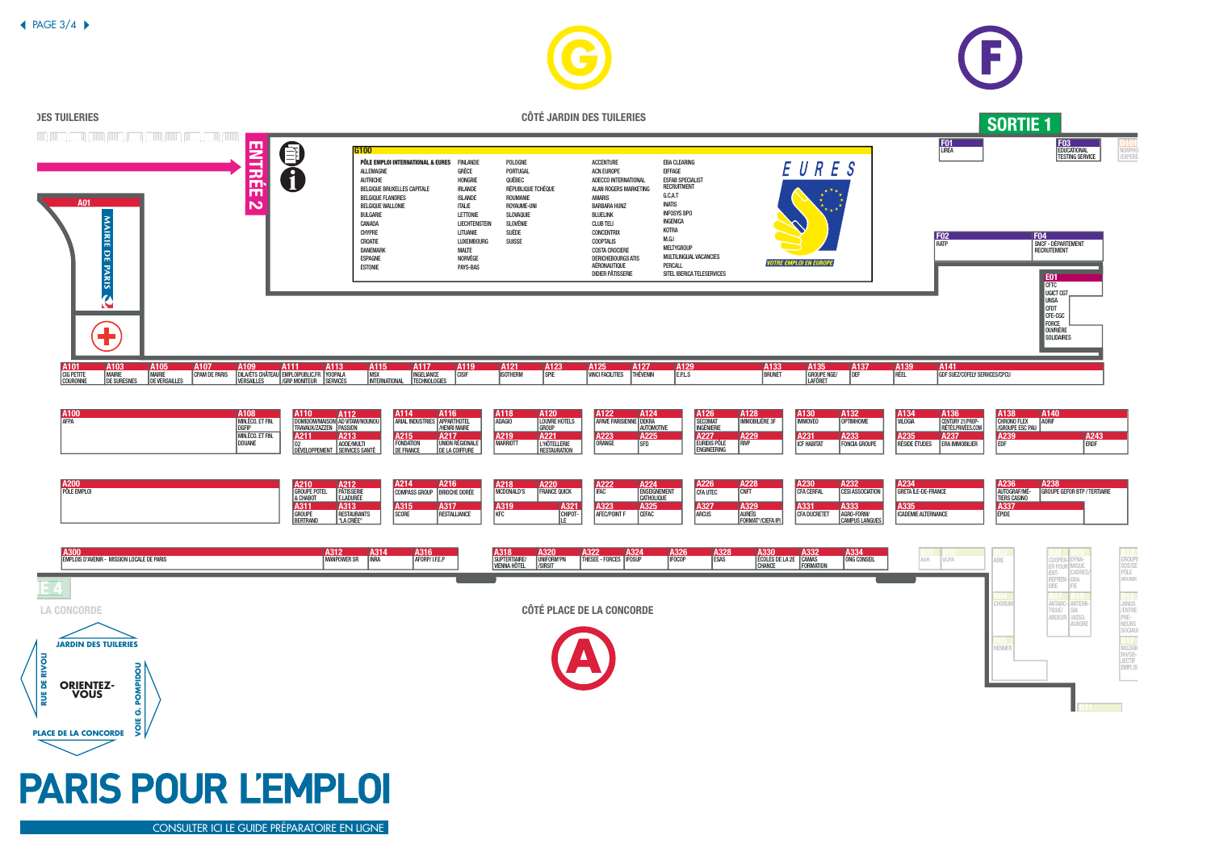# PARIS POUR L'EMPLOI

CONSULTER ICI LE GUIDE PRÉPARATOIRE EN LIGNE

DES TUILERIES

CÔTÉ JARDIN DES TUILERIES

SORTIE 1

ENTRÉE 2

LA CONCORDE

CÔTÉ PLACE DE LA CONCORDE

ORIENTEZ-VOUS — JARDIN DES TUILERIES / RUE DE RIVOLI / VOIE G. POMPIDOU / PLACE DE LA CONCORDE

## G100

**PÔLE EMPLOI INTERNATIONAL & EURES**

ALLEMAGNE, AUTRICHE, BELGIQUE BRUXELLES CAPITALE, BELGIQUE FLANDRES, BELGIQUE WALLONIE, BULGARIE, CANADA, CHYPRE, CROATIE, DANEMARK, ESPAGNE, ESTONIE, FINLANDE, GRÈCE, HONGRIE, IRLANDE, ISLANDE, ITALIE, LETTONIE, LIECHTENSTEIN, LITUANIE, LUXEMBOURG, MALTE, NORVÈGE, PAYS-BAS, POLOGNE, PORTUGAL, QUÉBEC, RÉPUBLIQUE TCHÈQUE, ROUMANIE, ROYAUME-UNI, SLOVAQUIE, SLOVÉNIE, SUÈDE, SUISSE

ACCENTURE, ACN EUROPE, ADECCO INTERNATIONAL, ALAN ROGERS MARKETING, AMARIS, BARBARA HUNZ, BLUELINK, CLUB TELI, CONCENTRIX, COOPTALIS, COSTA CROCIERE, DERICHEBOURGS ATIS AÉRONAUTIQUE, DIDIER PÂTISSERIE, EBA CLEARING, EIFFAGE, ESFAB SPECIALIST RECRUITMENT, G.C.A.T, INATIS, INFOSYS BPO, INGENICA, KOTRA, M.G.I, MELTYGROUP, MULTILINGUAL VACANCIES, PERCALL, SITEL IBERICA TELESERVICES

EURES — VOTRE EMPLOI EN EUROPE

## Stands

| Stand | Exposant |
|---|---|
| A01 | MAIRIE DE PARIS |
| F01 | LIREA |
| F02 | RATP |
| F03 | EDUCATIONAL TESTING SERVICE |
| F04 | SNCF - DÉPARTEMENT RECRUTEMENT |
| E01 | CFTC, UGICT CGT, UNSA, CFDT, CFE-CGC, FORCE OUVRIÈRE, SOLIDAIRES |
| A101 | CIG PETITE COURONNE |
| A103 | MAIRIE DE SURESNES |
| A105 | MAIRIE DE VERSAILLES |
| A107 | CPAM DE PARIS |
| A109 | DILA/ÉTS CHÂTEAU VERSAILLES |
| A111 | EMPLOIPUBLIC.FR /GRP MONITEUR |
| A113 | YOOPALA SERVICES |
| A115 | MSX INTERNATIONAL |
| A117 | INGELIANCE TECHNOLOGIES |
| A119 | CSIF |
| A121 | ISOTHERM |
| A123 | SPIE |
| A125 | VINCI FACILITIES |
| A127 | THÉVENIN |
| A129 | E.P.L.S |
| A133 | BRUNET |
| A135 | GROUPE NGE/ LAFÔRET |
| A137 | DEF |
| A139 | RÉEL |
| A141 | GDF SUEZ/COFELY SERVICES/CPCU |
| A100 | AFPA |
| A108 | MIN.ÉCO. ET FIN. DGFIP / MIN.ÉCO. ET FIN. DOUANE |
| A110 | DOMIDOM/MAISON TRAVAUX/ZAZZEN |
| A112 | AD VITAM/NOUNOU PASSION |
| A211 | O2 DÉVELOPPEMENT |
| A213 | ADOE/MULTI SERVICES SANTÉ |
| A114 | ARIAL INDUSTRIES |
| A116 | APPARTHOTEL /HENRI MAIRE |
| A215 | FONDATION DE FRANCE |
| A217 | UNION RÉGIONALE DE LA COIFFURE |
| A118 | ADAGIO |
| A120 | LOUVRE HOTELS GROUP |
| A219 | MARRIOTT |
| A221 | L'HÔTELLERIE RESTAURATION |
| A122 | APAVE PARISIENNE |
| A124 | DEKRA AUTOMOTIVE |
| A223 | ORANGE |
| A225 | SFD |
| A126 | SECOMAT INGÉNIERIE |
| A128 | IMMOBILIÈRE 3F |
| A227 | EURIDIS PÔLE ENGINEERING |
| A229 | RIVP |
| A130 | IMMOVEO |
| A132 | OPTIMHOME |
| A231 | ICF HABITAT |
| A233 | FONCIA GROUPE |
| A134 | VILOGIA |
| A136 | CENTURY 21/PROP-RIÉTÉS.PRIVÉES.COM |
| A235 | RÉSIDE ÉTUDES |
| A237 | ERA IMMOBILIER |
| A138 | CHRONO FLEX /GROUPE ESC PAU |
| A140 | AORIF |
| A239 | EDF |
| A243 | ERDF |
| A200 | PÔLE EMPLOI |
| A210 | GROUPE POTEL & CHABOT |
| A212 | PÂTISSERIE ELADORÉE |
| A311 | GROUPE BERTRAND |
| A313 | RESTAURANTS "LA CRIÉE" |
| A214 | COMPASS GROUP |
| A216 | BRIOCHE DORÉE |
| A315 | SCORE |
| A317 | RESTALLIANCE |
| A218 | MCDONALD'S |
| A220 | FRANCE QUICK |
| A319 | KFC |
| A321 | CHIPOT-LE |
| A222 | IFAC |
| A224 | ENSEIGNEMENT CATHOLIQUE |
| A323 | AFEC/POINT F |
| A325 | CEFAC |
| A226 | CFA UTEC |
| A228 | CNFT |
| A327 | ARCUS |
| A329 | AURÈS FORMAT°/CIEFA IPI |
| A230 | CFA CERFAL |
| A232 | CESI ASSOCIATION |
| A331 | CFA DUCRETET |
| A333 | AGRO-FORM/ CAMPUS LANGUES |
| A234 | GRETA ÎLE-DE-FRANCE |
| A335 | ICADEMIE ALTERNANCE |
| A236 | AUTOGRAF/ME-TIERS CASINO |
| A238 | GROUPE GEFOR BTP / TERTIAIRE |
| A337 | ÉPIDE |
| A300 | EMPLOIS D'AVENIR - MISSION LOCALE DE PARIS |
| A312 | MANPOWER SR |
| A314 | INRA |
| A316 | AFORP/ I.F.E.P |
| A318 | SUPTERTIAIRE/ VIENNA HÔTEL |
| A320 | UNIFORM'PN /SIRSIT |
| A322 | THESEE - FORCES |
| A324 | IFOSUP |
| A326 | IFOCOP |
| A328 | ESAS |
| A330 | ÉCOLES DE LA 2E CHANCE |
| A332 | CAMAS FORMATION |
| A334 | ONG CONSEIL |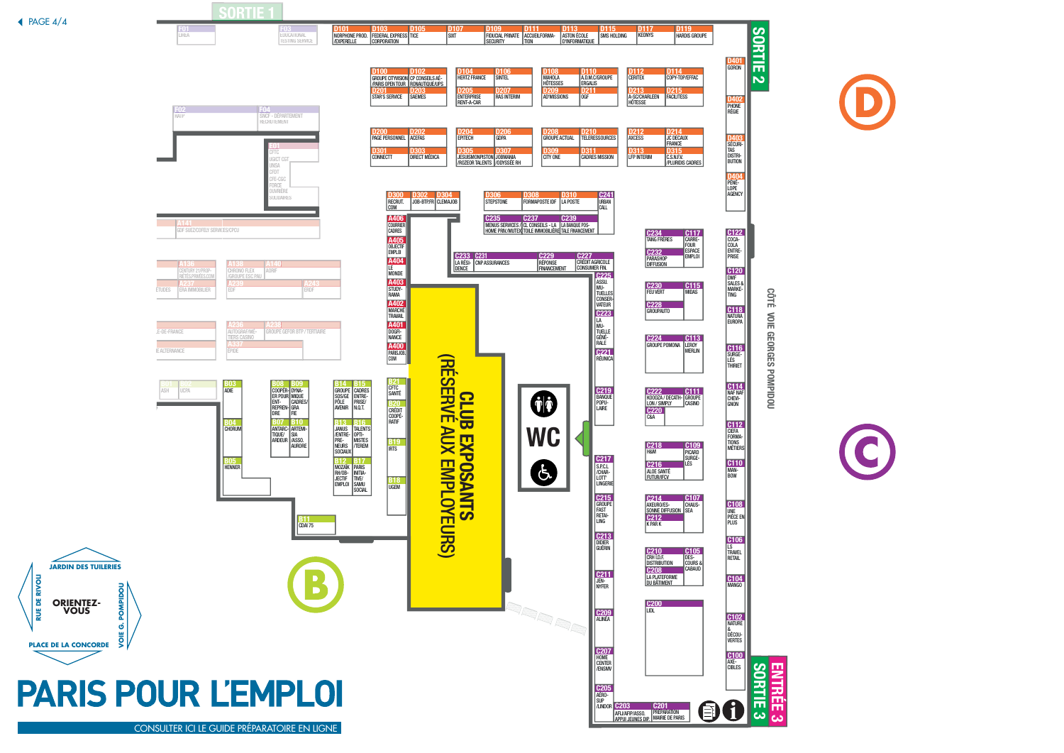SORTIE 1

SORTIE 2

SORTIE 3

ENTRÉE 3

CÔTÉ VOIE GEORGES POMPIDOU

D

C

B

D101 NORPHONE PROD. /EXPERELLE
D103 FEDERAL EXPRESS CORPORATION
D105 TICE
D107 SIXT
D109 FIDUCIAL PRIVATE SECURITY
D111 ACCUEILFORMATION
D113 ASTON ÉCOLE D'INFORMATIQUE
D115 SMS HOLDING
D117 KEONYS
D119 HARDIS GROUPE

D100 GROUPE CITYVISION /PARIS OPEN TOUR
D102 CP CONSEILS AÉRONAUTIQUE/UPS
D201 STAR'S SERVICE
D203 SAEMES
D104 HERTZ FRANCE
D106 SINTEL
D205 ENTERPRISE RENT-A-CAR
D207 RAS INTERIM
D108 MAHOLA HÔTESSES
D110 A.D.M.C./GROUPE ERGALIS
D209 AD'MISSIONS
D211 OGF
D112 CERITEX
D114 COPY-TOP/EFFAC
D213 A-SC/CHARLEEN HÔTESSE
D215 FACILITESS

D200 PAGE PERSONNEL
D202 ACEFAS
D301 CONNECTT
D303 DIRECT MÉDICA
D204 EPITECH
D206 GDPA
D305 JESUISMONPISTON /ROZEOR TALENTS
D307 JOBMANIA /ODYSSÉE RH
D208 GROUPE ACTUAL
D210 TELERESSOURCES
D309 CITY ONE
D311 CADRES MISSION
D212 AXCESS
D214 JC DECAUX FRANCE
D313 LFP INTERIM
D315 C.S.N.F.V. /PLURIDIS CADRES

D300 RECRUT. COM
D302 JOB-BTP.FR
D304 CLEMAJOB
D306 STEPSTONE
D308 FORMAPOSTE IDF
D310 LA POSTE
C241 URBAN CALL

D401 GORON
D402 PHONE RÉGIE
D403 SÉCURITAS DISTRIBUTION
D404 PÉNÉLOPE AGENCY

F01 LIMBA
F03 EDUCATIONAL TESTING SERVICE
F02 RATP
F04 SNCF - DÉPARTEMENT RECRUTEMENT
E01 CFTC UGICT CGT UNSA CFDT CFE-CGC FORCE OUVRIÈRE SOLIDAIRES

A141 GDF SUEZ/COFELY SERVICES/CPCU

A136 CENTURY 21/PROPRIÉTÉS-PRIVÉES.COM
A138 CHRONO FLEX /GROUPE ESC PAU
A140 ADRIF
A237 ERA IMMOBILIER
A239 EDF
A243 ERDF
ÉTUDES

A236 AUTOGRAFIME-TIERS CASINO
A238 GROUPE GEFOR BTP / TERTIAIRE
A337 EPIDE
ÎLE-DE-FRANCE
E ALTERNANCE

A406 COURRIER CADRES
A405 OBJECTIF EMPLOI
A404 LE MONDE
A403 STUDYRAMA
A402 MARCHE TRAVAIL
A401 DOGFINANCE
A400 PARISJOB.COM

C235 MENUS SERVICES /HOME PRIV./MUTEX
C237 CL CONSEILS - LA TOILE IMMOBILIÈRE
C239 LA BANQUE POSTALE FINANCEMENT

C233 LA RÉSIDENCE
C231 CNP ASSURANCES
C229 RÉPONSE FINANCEMENT
C227 CRÉDIT AGRICOLE CONSUMER FIN.

C225 ASSU MUTUELLES CONSERVATEUR
C223 LA MUTUELLE GÉNÉRALE
C221 RÉUNICA
C219 BANQUE POPULAIRE
C217 S.P.C.L /CHARLOTT LINGERIE
C215 GROUPE FAST RETAILING
C213 DIDIER GUÉRIN
C211 JENNYFER
C209 ALINÉA
C207 HOME CENTER /ENSMV
C205 AEROSUP /LINDOR
C203 AFIJ/AFIP/ASSO. APPUI JEUNES DIP.
C201 PRÉPARATION MAIRIE DE PARIS

C234 TANG FRÈRES
C232 PARASHOP DIFFUSION
C117 CARREFOUR ESPACE EMPLOI
C230 FEU VERT
C228 GROUPAUTO
C115 MIDAS
C224 GROUPE POMONA
C113 LEROY MERLIN
C222 KOODZA / DECATHLON / SIMPLY
C220 C&A
C111 GROUPE CASINO
C218 H&M
C216 ALOE SANTÉ FUTUR/IFCV
C109 PICARD SURGELÉS
C214 AXEURO/ESSONE DIFFUSION
C212 K PAR K
C107 CHAUSSEA
C210 CRH I.D.F. DISTRIBUTION
C208 LA PLATEFORME DU BÂTIMENT
C105 DESCOURS & CABAUD
C200 LIDL

C122 COCA-COLA ENTREPRISE
C120 DMF SALES & MARKETING
C118 NATURA EUROPA
C116 SURGELÉS THIRIET
C114 NAF NAF CHEVIGNON
C112 CIEFA FORMATIONS MÉTIERS
C110 MANBOW
C108 UNE PIÈCE EN PLUS
C106 LS TRAVEL RETAIL
C104 MANGO
C102 NATURE & DÉCOUVERTES
C100 AXECIBLES

CLUB EXPOSANTS (RÉSERVÉ AUX EMPLOYEURS)

WC

B21 CFTC SANTÉ
B20 CRÉDIT COOPÉRATIF
B19 IRTS
B18 UGEM
B14 GROUPE SOS/GE PÔLE AVENIR
B15 CADRES ENTREPRISE/ N.Q.T.
B13 JANUS /ENTREPRENEURS SOCIAUX
B16 TALENTS OPTIMISTES /TEREM
B12 MOZAÏK RH/OBJECTIF EMPLOI
B17 PARIS INITIATIVE/ SAMU SOCIAL
B08 COOPÉRER POUR ENTREPRENDRE
B09 DYNAMIQUE CADRES/ GRAFIE
B07 ANTARCTIQUE/ ARDEUR
B10 ARTEMISIA /ASSO. AURORE
B03 ADIE
B04 CHORUM
B05 HENNER
B01 ASH
B02 UCPA
B11 CDAI 75

JARDIN DES TUILERIES
RUE DE RIVOLI
VOIE G. POMPIDOU
PLACE DE LA CONCORDE
ORIENTEZ-VOUS

# PARIS POUR L'EMPLOI

CONSULTER ICI LE GUIDE PRÉPARATOIRE EN LIGNE